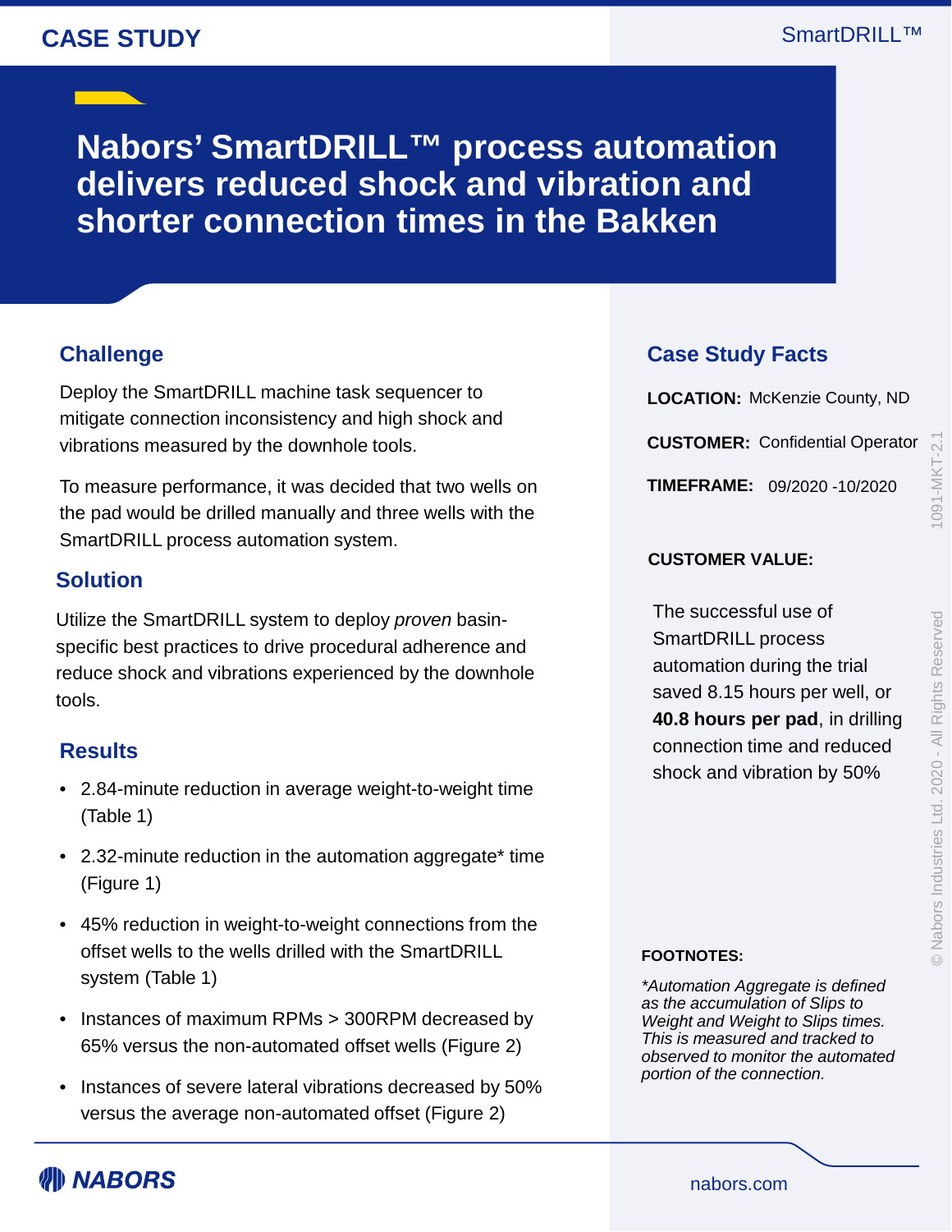CASE STUDY

SmartDRILL™

# Nabors' SmartDRILL™ process automation delivers reduced shock and vibration and shorter connection times in the Bakken

## Challenge

Deploy the SmartDRILL machine task sequencer to mitigate connection inconsistency and high shock and vibrations measured by the downhole tools.

To measure performance, it was decided that two wells on the pad would be drilled manually and three wells with the SmartDRILL process automation system.

## Solution

Utilize the SmartDRILL system to deploy *proven* basin-specific best practices to drive procedural adherence and reduce shock and vibrations experienced by the downhole tools.

## Results

- 2.84-minute reduction in average weight-to-weight time (Table 1)
- 2.32-minute reduction in the automation aggregate* time (Figure 1)
- 45% reduction in weight-to-weight connections from the offset wells to the wells drilled with the SmartDRILL system (Table 1)
- Instances of maximum RPMs > 300RPM decreased by 65% versus the non-automated offset wells (Figure 2)
- Instances of severe lateral vibrations decreased by 50% versus the average non-automated offset (Figure 2)

## Case Study Facts

**LOCATION:** McKenzie County, ND

**CUSTOMER:** Confidential Operator

**TIMEFRAME:** 09/2020 -10/2020

**CUSTOMER VALUE:**

The successful use of SmartDRILL process automation during the trial saved 8.15 hours per well, or **40.8 hours per pad**, in drilling connection time and reduced shock and vibration by 50%

**FOOTNOTES:**

*\*Automation Aggregate is defined as the accumulation of Slips to Weight and Weight to Slips times. This is measured and tracked to observed to monitor the automated portion of the connection.*

1091-MKT-2.1

© Nabors Industries Ltd. 2020 - All Rights Reserved

NABORS

nabors.com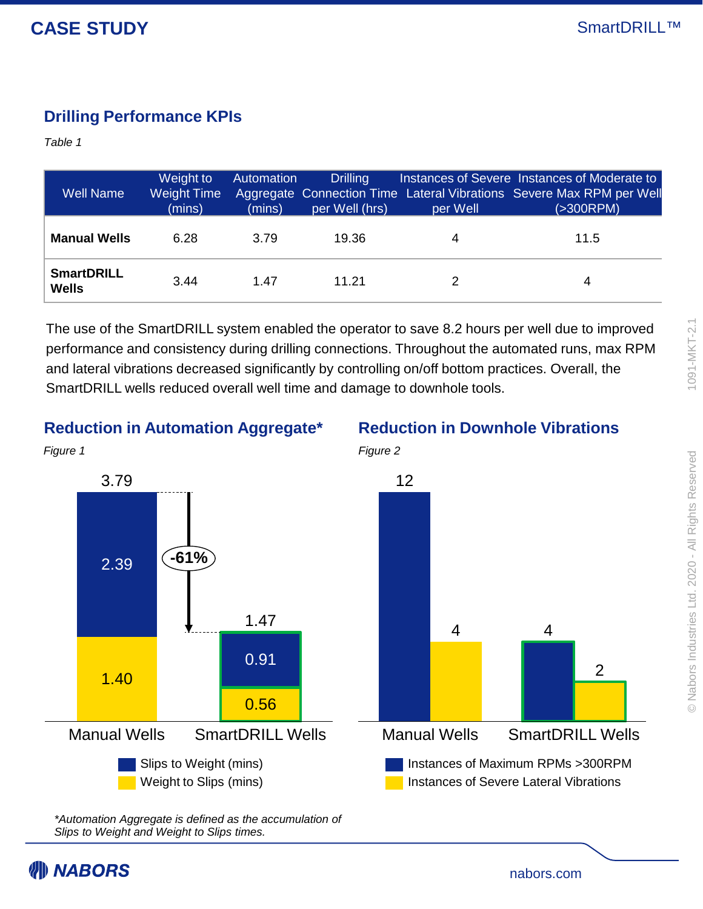# CASE STUDY

SmartDRILL™

## Drilling Performance KPIs

*Table 1*

| Well Name | Weight to Weight Time (mins) | Automation Aggregate (mins) | Drilling Connection Time per Well (hrs) | Instances of Severe Lateral Vibrations per Well | Instances of Moderate to Severe Max RPM per Well (>300RPM) |
|---|---|---|---|---|---|
| **Manual Wells** | 6.28 | 3.79 | 19.36 | 4 | 11.5 |
| **SmartDRILL Wells** | 3.44 | 1.47 | 11.21 | 2 | 4 |

The use of the SmartDRILL system enabled the operator to save 8.2 hours per well due to improved performance and consistency during drilling connections. Throughout the automated runs, max RPM and lateral vibrations decreased significantly by controlling on/off bottom practices. Overall, the SmartDRILL wells reduced overall well time and damage to downhole tools.

## Reduction in Automation Aggregate*

*Figure 1*

3.79
2.39
1.40
-61%
1.47
0.91
0.56
Manual Wells
SmartDRILL Wells
Slips to Weight (mins)
Weight to Slips (mins)

## Reduction in Downhole Vibrations

*Figure 2*

12
4
4
2
Manual Wells
SmartDRILL Wells
Instances of Maximum RPMs >300RPM
Instances of Severe Lateral Vibrations

*\*Automation Aggregate is defined as the accumulation of Slips to Weight and Weight to Slips times.*

1091-MKT-2.1

© Nabors Industries Ltd. 2020 - All Rights Reserved

NABORS

nabors.com